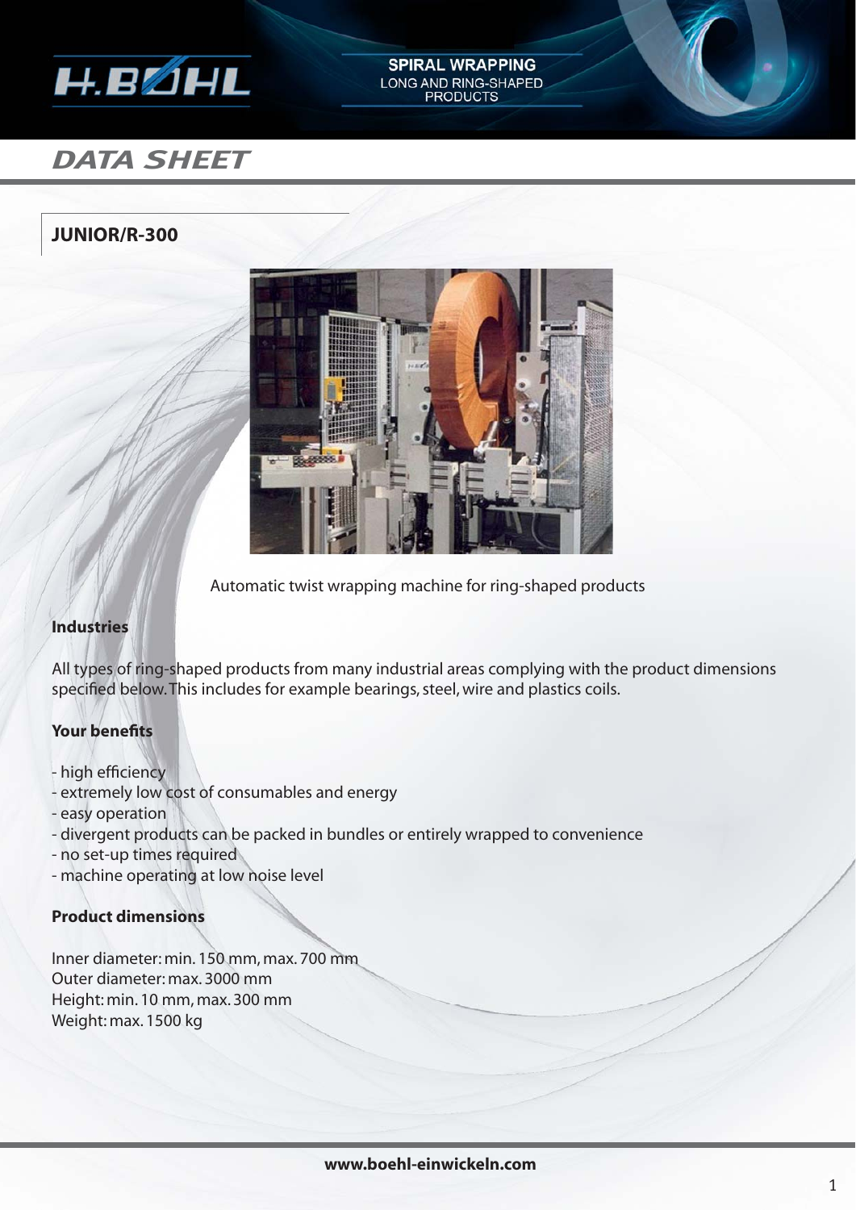H.BÖHL

**SPIRAL WRAPPING**
LONG AND RING-SHAPED PRODUCTS

# DATA SHEET

## JUNIOR/R-300

Automatic twist wrapping machine for ring-shaped products

### Industries

All types of ring-shaped products from many industrial areas complying with the product dimensions specified below. This includes for example bearings, steel, wire and plastics coils.

### Your benefits

- high efficiency
- extremely low cost of consumables and energy
- easy operation
- divergent products can be packed in bundles or entirely wrapped to convenience
- no set-up times required
- machine operating at low noise level

### Product dimensions

Inner diameter: min. 150 mm, max. 700 mm
Outer diameter: max. 3000 mm
Height: min. 10 mm, max. 300 mm
Weight: max. 1500 kg

**www.boehl-einwickeln.com**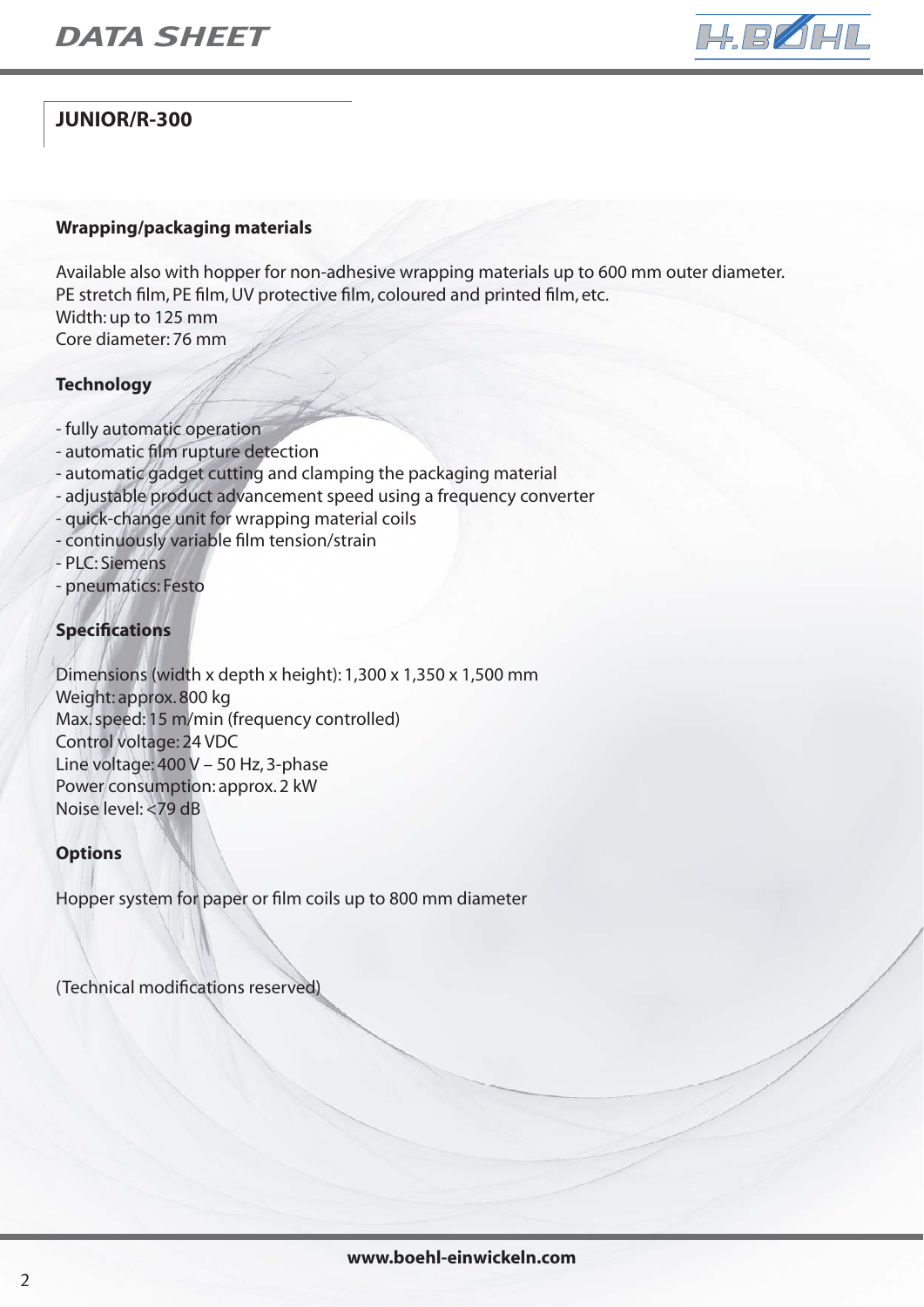# DATA SHEET

## JUNIOR/R-300

### Wrapping/packaging materials

Available also with hopper for non-adhesive wrapping materials up to 600 mm outer diameter.
PE stretch film, PE film, UV protective film, coloured and printed film, etc.
Width: up to 125 mm
Core diameter: 76 mm

### Technology

- fully automatic operation
- automatic film rupture detection
- automatic gadget cutting and clamping the packaging material
- adjustable product advancement speed using a frequency converter
- quick-change unit for wrapping material coils
- continuously variable film tension/strain
- PLC: Siemens
- pneumatics: Festo

### Specifications

Dimensions (width x depth x height): 1,300 x 1,350 x 1,500 mm
Weight: approx. 800 kg
Max. speed: 15 m/min (frequency controlled)
Control voltage: 24 VDC
Line voltage: 400 V – 50 Hz, 3-phase
Power consumption: approx. 2 kW
Noise level: <79 dB

### Options

Hopper system for paper or film coils up to 800 mm diameter

(Technical modifications reserved)

**www.boehl-einwickeln.com**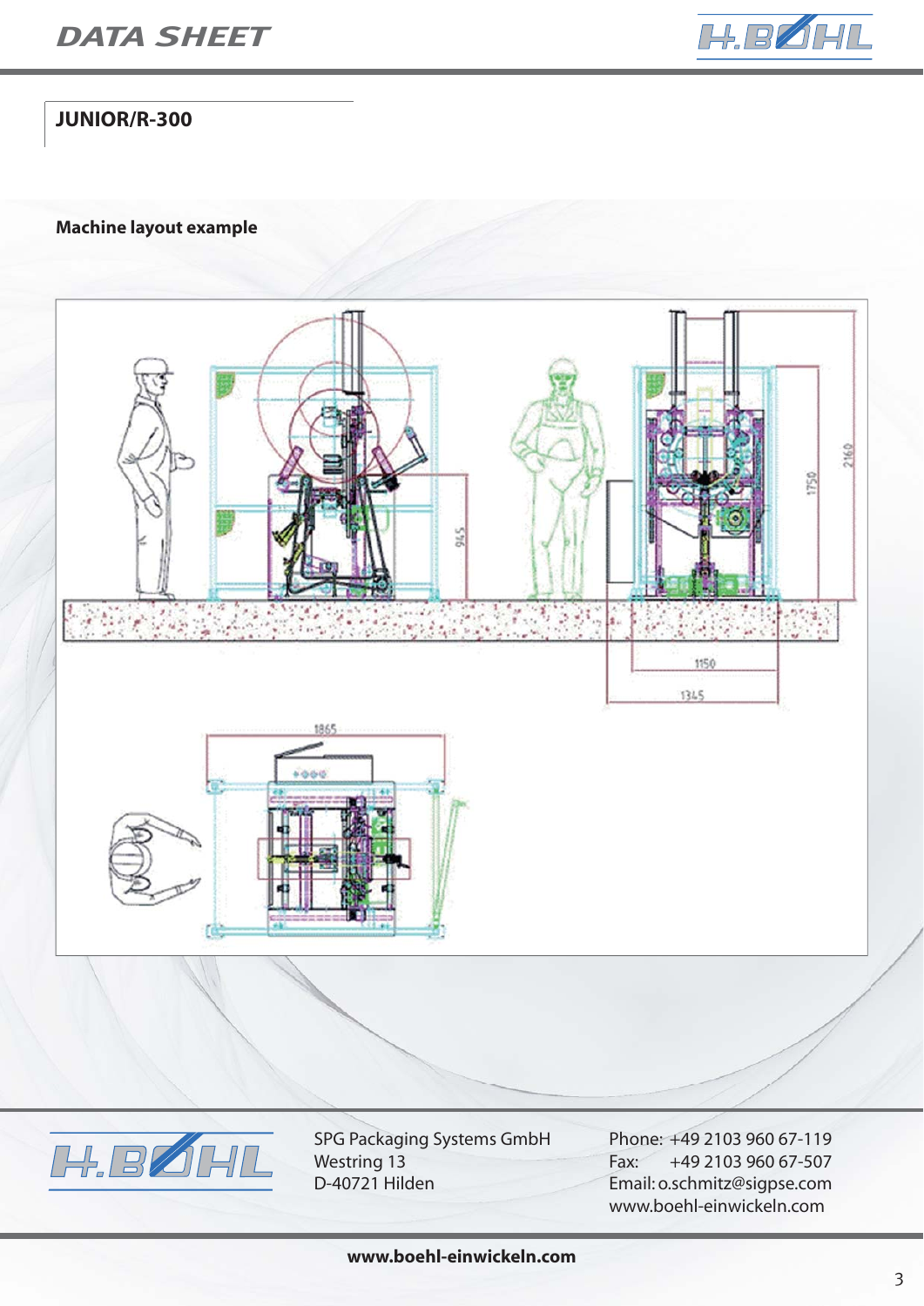## JUNIOR/R-300

**Machine layout example**

945

1750

2160

1150

1345

1865

SPG Packaging Systems GmbH
Westring 13
D-40721 Hilden

Phone: +49 2103 960 67-119
Fax: +49 2103 960 67-507
Email: o.schmitz@sigpse.com
www.boehl-einwickeln.com

**www.boehl-einwickeln.com**